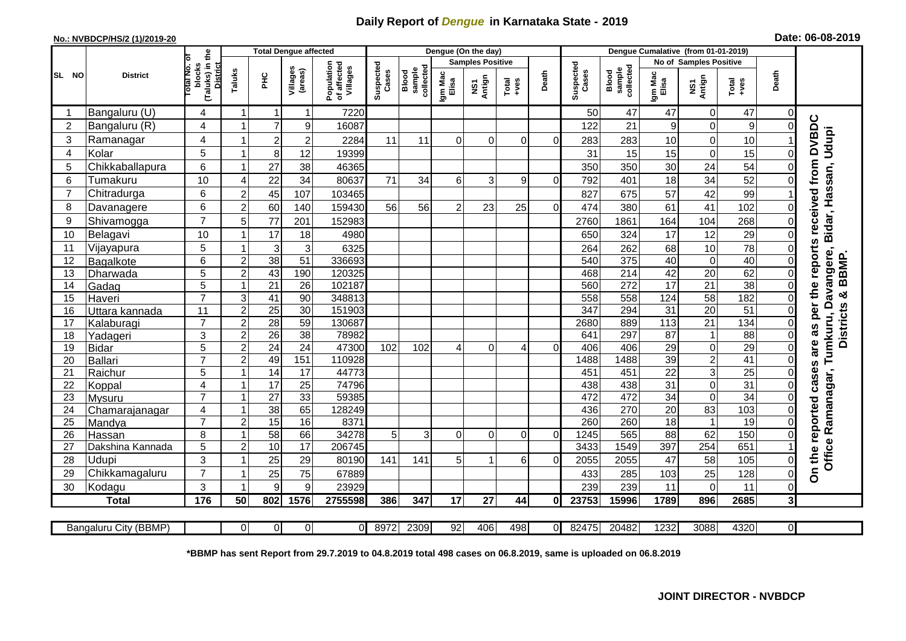# Daily Report of *Dengue* in Karnataka State - 2019

**No.: NVBDCP/HS/2 (1)/2019-20**

**Date: 06-08-2019**

| SL NO | District | Total No. of blocks (Taluks) in the District | Total Dengue affected | | | | Dengue (On the day) | | | | | | | Dengue Cumalative (from 01-01-2019) | | | | | | | |
|---|---|---|---|---|---|---|---|---|---|---|---|---|---|---|---|---|---|---|---|---|
| | | | Taluks | PHC | Villages (areas) | Population of affected Villages | Suspected Cases | Blood sample collected | Samples Positive | | | Death | Suspected Cases | Blood sample collected | No of Samples Positive | | | Death | |
| | | | | | | | | | Igm Mac Elisa | NS1 Antign | Total +ves | | | | Igm Mac Elisa | NS1 Antign | Total +ves | | |
| 1 | Bangaluru (U) | 4 | 1 | 1 | 1 | 7220 | | | | | | | 50 | 47 | 47 | 0 | 47 | 0 | On the reported cases are as per the reports received from DVBDC Office Ramanagar, Tumkuru, Davangere, Bidar, Hassan, Udupi Districts & BBMP. |
| 2 | Bangaluru (R) | 4 | 1 | 7 | 9 | 16087 | | | | | | | 122 | 21 | 9 | 0 | 9 | 0 | |
| 3 | Ramanagar | 4 | 1 | 2 | 2 | 2284 | 11 | 11 | 0 | 0 | 0 | 0 | 283 | 283 | 10 | 0 | 10 | 1 | |
| 4 | Kolar | 5 | 1 | 8 | 12 | 19399 | | | | | | | 31 | 15 | 15 | 0 | 15 | 0 | |
| 5 | Chikkaballapura | 6 | 1 | 27 | 38 | 46365 | | | | | | | 350 | 350 | 30 | 24 | 54 | 0 | |
| 6 | Tumakuru | 10 | 4 | 22 | 34 | 80637 | 71 | 34 | 6 | 3 | 9 | 0 | 792 | 401 | 18 | 34 | 52 | 0 | |
| 7 | Chitradurga | 6 | 2 | 45 | 107 | 103465 | | | | | | | 827 | 675 | 57 | 42 | 99 | 1 | |
| 8 | Davanagere | 6 | 2 | 60 | 140 | 159430 | 56 | 56 | 2 | 23 | 25 | 0 | 474 | 380 | 61 | 41 | 102 | 0 | |
| 9 | Shivamogga | 7 | 5 | 77 | 201 | 152983 | | | | | | | 2760 | 1861 | 164 | 104 | 268 | 0 | |
| 10 | Belagavi | 10 | 1 | 17 | 18 | 4980 | | | | | | | 650 | 324 | 17 | 12 | 29 | 0 | |
| 11 | Vijayapura | 5 | 1 | 3 | 3 | 6325 | | | | | | | 264 | 262 | 68 | 10 | 78 | 0 | |
| 12 | Bagalkote | 6 | 2 | 38 | 51 | 336693 | | | | | | | 540 | 375 | 40 | 0 | 40 | 0 | |
| 13 | Dharwada | 5 | 2 | 43 | 190 | 120325 | | | | | | | 468 | 214 | 42 | 20 | 62 | 0 | |
| 14 | Gadag | 5 | 1 | 21 | 26 | 102187 | | | | | | | 560 | 272 | 17 | 21 | 38 | 0 | |
| 15 | Haveri | 7 | 3 | 41 | 90 | 348813 | | | | | | | 558 | 558 | 124 | 58 | 182 | 0 | |
| 16 | Uttara kannada | 11 | 2 | 25 | 30 | 151903 | | | | | | | 347 | 294 | 31 | 20 | 51 | 0 | |
| 17 | Kalaburagi | 7 | 2 | 28 | 59 | 130687 | | | | | | | 2680 | 889 | 113 | 21 | 134 | 0 | |
| 18 | Yadageri | 3 | 2 | 26 | 38 | 78982 | | | | | | | 641 | 297 | 87 | 1 | 88 | 0 | |
| 19 | Bidar | 5 | 2 | 24 | 24 | 47300 | 102 | 102 | 4 | 0 | 4 | 0 | 406 | 406 | 29 | 0 | 29 | 0 | |
| 20 | Ballari | 7 | 2 | 49 | 151 | 110928 | | | | | | | 1488 | 1488 | 39 | 2 | 41 | 0 | |
| 21 | Raichur | 5 | 1 | 14 | 17 | 44773 | | | | | | | 451 | 451 | 22 | 3 | 25 | 0 | |
| 22 | Koppal | 4 | 1 | 17 | 25 | 74796 | | | | | | | 438 | 438 | 31 | 0 | 31 | 0 | |
| 23 | Mysuru | 7 | 1 | 27 | 33 | 59385 | | | | | | | 472 | 472 | 34 | 0 | 34 | 0 | |
| 24 | Chamarajanagar | 4 | 1 | 38 | 65 | 128249 | | | | | | | 436 | 270 | 20 | 83 | 103 | 0 | |
| 25 | Mandya | 7 | 2 | 15 | 16 | 8371 | | | | | | | 260 | 260 | 18 | 1 | 19 | 0 | |
| 26 | Hassan | 8 | 1 | 58 | 66 | 34278 | 5 | 3 | 0 | 0 | 0 | 0 | 1245 | 565 | 88 | 62 | 150 | 0 | |
| 27 | Dakshina Kannada | 5 | 2 | 10 | 17 | 206745 | | | | | | | 3433 | 1549 | 397 | 254 | 651 | 1 | |
| 28 | Udupi | 3 | 1 | 25 | 29 | 80190 | 141 | 141 | 5 | 1 | 6 | 0 | 2055 | 2055 | 47 | 58 | 105 | 0 | |
| 29 | Chikkamagaluru | 7 | 1 | 25 | 75 | 67889 | | | | | | | 433 | 285 | 103 | 25 | 128 | 0 | |
| 30 | Kodagu | 3 | 1 | 9 | 9 | 23929 | | | | | | | 239 | 239 | 11 | 0 | 11 | 0 | |
| | **Total** | **176** | **50** | **802** | **1576** | **2755598** | **386** | **347** | **17** | **27** | **44** | **0** | **23753** | **15996** | **1789** | **896** | **2685** | **3** | |

| Bangaluru City (BBMP) | | 0 | 0 | 0 | 0 | 8972 | 2309 | 92 | 406 | 498 | 0 | 82475 | 20482 | 1232 | 3088 | 4320 | 0 |
|---|---|---|---|---|---|---|---|---|---|---|---|---|---|---|---|---|---|

**\*BBMP has sent Report from 29.7.2019 to 04.8.2019 total 498 cases on 06.8.2019, same is uploaded on 06.8.2019**

**JOINT DIRECTOR - NVBDCP**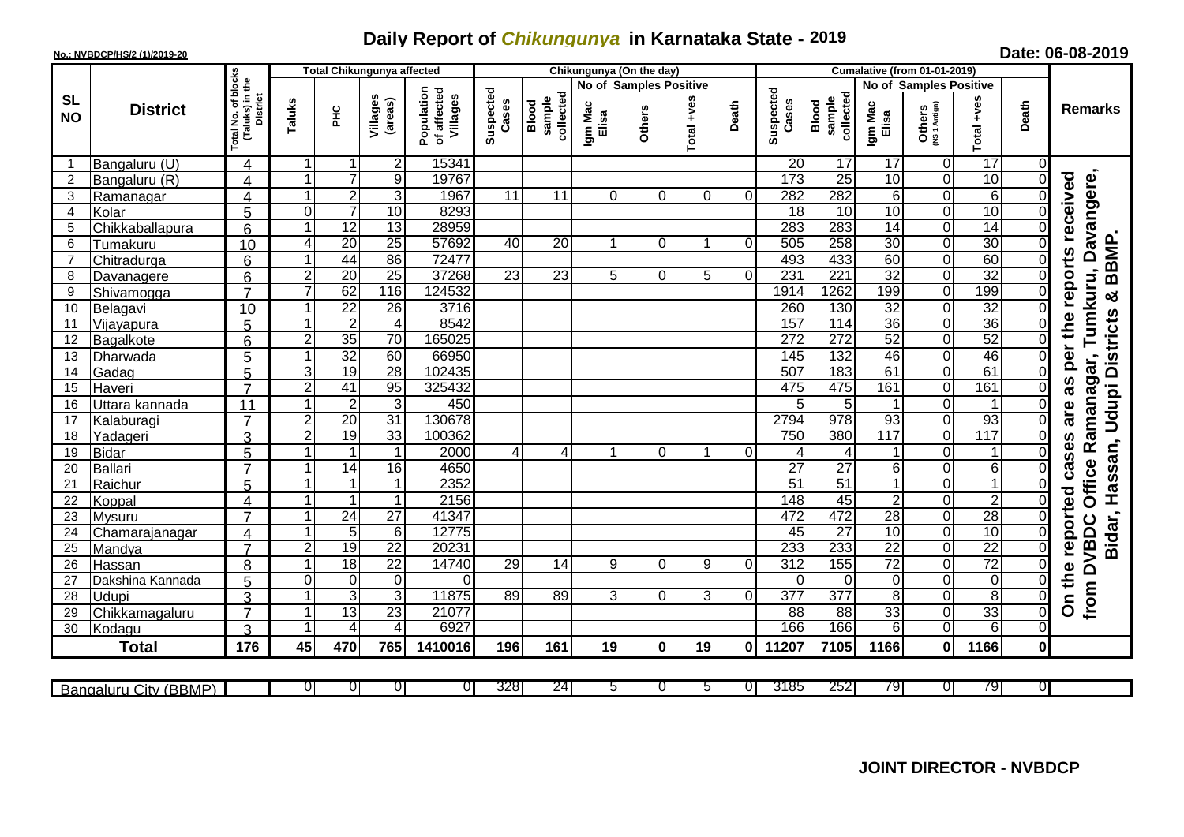# Daily Report of *Chikungunya* in Karnataka State - 2019

**No.: NVBDCP/HS/2 (1)/2019-20**

**Date: 06-08-2019**

| SL NO | District | Total No. of blocks (Taluks) in the District | Total Chikungunya affected | | | | Chikungunya (On the day) | | | | | | Cumalative (from 01-01-2019) | | | | | | Remarks |
|---|---|---|---|---|---|---|---|---|---|---|---|---|---|---|---|---|---|---|---|
| | | | Taluks | PHC | Villages (areas) | Population of affected Villages | Suspected Cases | Blood sample collected | No of Samples Positive | | | Death | Suspected Cases | Blood sample collected | No of Samples Positive | | | Death | |
| | | | | | | | | | Igm Mac Elisa | Others | Total +ves | | | | Igm Mac Elisa | Others (NS1 Antign) | Total +ves | | |
| 1 | Bangaluru (U) | 4 | 1 | 1 | 2 | 15341 | | | | | | | 20 | 17 | 17 | 0 | 17 | 0 | On the reported cases are as per the reports received from DVBDC Office Ramanagar, Tumkuru, Davangere, Bidar, Hassan, Udupi Districts & BBMP. |
| 2 | Bangaluru (R) | 4 | 1 | 7 | 9 | 19767 | | | | | | | 173 | 25 | 10 | 0 | 10 | 0 | |
| 3 | Ramanagar | 4 | 1 | 2 | 3 | 1967 | 11 | 11 | 0 | 0 | 0 | 0 | 282 | 282 | 6 | 0 | 6 | 0 | |
| 4 | Kolar | 5 | 0 | 7 | 10 | 8293 | | | | | | | 18 | 10 | 10 | 0 | 10 | 0 | |
| 5 | Chikkaballapura | 6 | 1 | 12 | 13 | 28959 | | | | | | | 283 | 283 | 14 | 0 | 14 | 0 | |
| 6 | Tumakuru | 10 | 4 | 20 | 25 | 57692 | 40 | 20 | 1 | 0 | 1 | 0 | 505 | 258 | 30 | 0 | 30 | 0 | |
| 7 | Chitradurga | 6 | 1 | 44 | 86 | 72477 | | | | | | | 493 | 433 | 60 | 0 | 60 | 0 | |
| 8 | Davanagere | 6 | 2 | 20 | 25 | 37268 | 23 | 23 | 5 | 0 | 5 | 0 | 231 | 221 | 32 | 0 | 32 | 0 | |
| 9 | Shivamogga | 7 | 7 | 62 | 116 | 124532 | | | | | | | 1914 | 1262 | 199 | 0 | 199 | 0 | |
| 10 | Belagavi | 10 | 1 | 22 | 26 | 3716 | | | | | | | 260 | 130 | 32 | 0 | 32 | 0 | |
| 11 | Vijayapura | 5 | 1 | 2 | 4 | 8542 | | | | | | | 157 | 114 | 36 | 0 | 36 | 0 | |
| 12 | Bagalkote | 6 | 2 | 35 | 70 | 165025 | | | | | | | 272 | 272 | 52 | 0 | 52 | 0 | |
| 13 | Dharwada | 5 | 1 | 32 | 60 | 66950 | | | | | | | 145 | 132 | 46 | 0 | 46 | 0 | |
| 14 | Gadag | 5 | 3 | 19 | 28 | 102435 | | | | | | | 507 | 183 | 61 | 0 | 61 | 0 | |
| 15 | Haveri | 7 | 2 | 41 | 95 | 325432 | | | | | | | 475 | 475 | 161 | 0 | 161 | 0 | |
| 16 | Uttara kannada | 11 | 1 | 2 | 3 | 450 | | | | | | | 5 | 5 | 1 | 0 | 1 | 0 | |
| 17 | Kalaburagi | 7 | 2 | 20 | 31 | 130678 | | | | | | | 2794 | 978 | 93 | 0 | 93 | 0 | |
| 18 | Yadageri | 3 | 2 | 19 | 33 | 100362 | | | | | | | 750 | 380 | 117 | 0 | 117 | 0 | |
| 19 | Bidar | 5 | 1 | 1 | 1 | 2000 | 4 | 4 | 1 | 0 | 1 | 0 | 4 | 4 | 1 | 0 | 1 | 0 | |
| 20 | Ballari | 7 | 1 | 14 | 16 | 4650 | | | | | | | 27 | 27 | 6 | 0 | 6 | 0 | |
| 21 | Raichur | 5 | 1 | 1 | 1 | 2352 | | | | | | | 51 | 51 | 1 | 0 | 1 | 0 | |
| 22 | Koppal | 4 | 1 | 1 | 1 | 2156 | | | | | | | 148 | 45 | 2 | 0 | 2 | 0 | |
| 23 | Mysuru | 7 | 1 | 24 | 27 | 41347 | | | | | | | 472 | 472 | 28 | 0 | 28 | 0 | |
| 24 | Chamarajanagar | 4 | 1 | 5 | 6 | 12775 | | | | | | | 45 | 27 | 10 | 0 | 10 | 0 | |
| 25 | Mandya | 7 | 2 | 19 | 22 | 20231 | | | | | | | 233 | 233 | 22 | 0 | 22 | 0 | |
| 26 | Hassan | 8 | 1 | 18 | 22 | 14740 | 29 | 14 | 9 | 0 | 9 | 0 | 312 | 155 | 72 | 0 | 72 | 0 | |
| 27 | Dakshina Kannada | 5 | 0 | 0 | 0 | 0 | | | | | | | 0 | 0 | 0 | 0 | 0 | 0 | |
| 28 | Udupi | 3 | 1 | 3 | 3 | 11875 | 89 | 89 | 3 | 0 | 3 | 0 | 377 | 377 | 8 | 0 | 8 | 0 | |
| 29 | Chikkamagaluru | 7 | 1 | 13 | 23 | 21077 | | | | | | | 88 | 88 | 33 | 0 | 33 | 0 | |
| 30 | Kodagu | 3 | 1 | 4 | 4 | 6927 | | | | | | | 166 | 166 | 6 | 0 | 6 | 0 | |
| **Total** | | **176** | **45** | **470** | **765** | **1410016** | **196** | **161** | **19** | **0** | **19** | **0** | **11207** | **7105** | **1166** | **0** | **1166** | **0** | |

| | | | | | | | | | | | | | | | | | | |
|---|---|---|---|---|---|---|---|---|---|---|---|---|---|---|---|---|---|---|
| Bangaluru City (BBMP) | | 0 | 0 | 0 | 0 | 328 | 24 | 5 | 0 | 5 | 0 | 3185 | 252 | 79 | 0 | 79 | 0 | |

**JOINT DIRECTOR - NVBDCP**